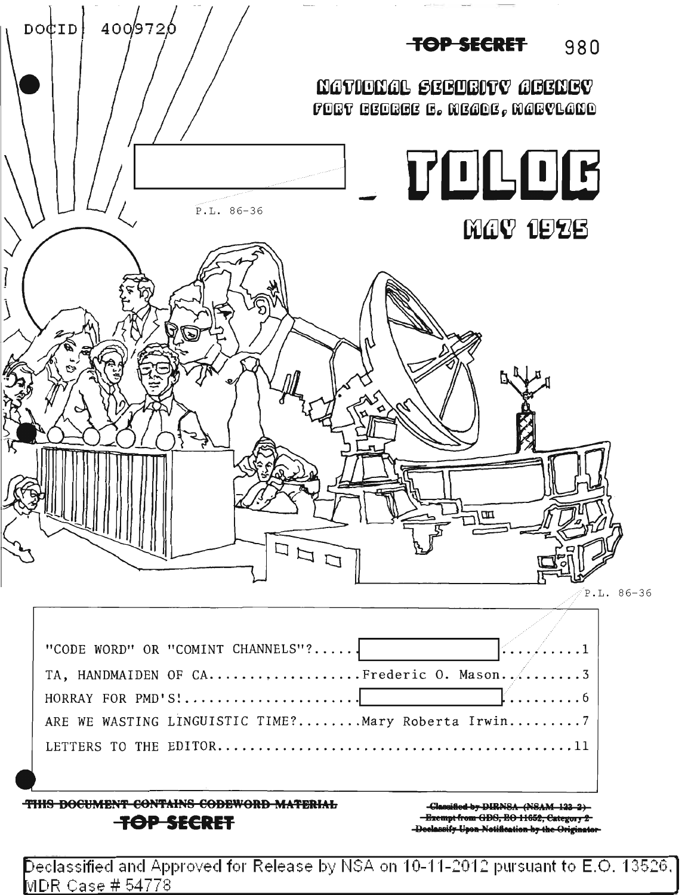DOCID: 4009720

~~TOP SECRET~~ 980

NATIONAL SECURITY AGENCY
FORT GEORGE G. MEADE, MARYLAND

# TDLOG

P.L. 86-36

MAY 1975

P.L. 86-36

| | | |
|---|---|---|
| "CODE WORD" OR "COMINT CHANNELS"?...... | | ..........1 |
| TA, HANDMAIDEN OF CA.................. | Frederic O. Mason.......... | 3 |
| HORRAY FOR PMD'S!..................... | | ..........6 |
| ARE WE WASTING LINGUISTIC TIME?........ | Mary Roberta Irwin......... | 7 |
| LETTERS TO THE EDITOR.................. | .......................... | 11 |

~~THIS DOCUMENT CONTAINS CODEWORD MATERIAL~~

~~TOP SECRET~~

~~Classified by DIRNSA (NSAM 123-2)~~
~~Exempt from GDS, EO 11652, Category 2~~
~~Declassify Upon Notification by the Originator~~

Declassified and Approved for Release by NSA on 10-11-2012 pursuant to E.O. 13526, MDR Case # 54778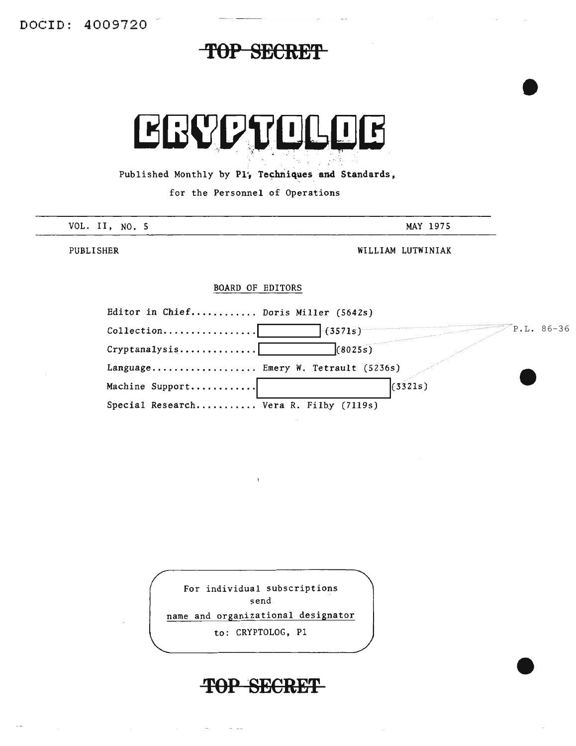DOCID: 4009720

TOP SECRET

# CRYPTOLOG

Published Monthly by P1, Techniques and Standards,

for the Personnel of Operations

VOL. II, NO. 5 — MAY 1975

PUBLISHER — WILLIAM LUTWINIAK

BOARD OF EDITORS

Editor in Chief........... Doris Miller (5642s)

Collection................ [redacted] (3571s)

Cryptanalysis............. [redacted] (8025s)

Language.................. Emery W. Tetrault (5236s)

Machine Support........... [redacted] (3321s)

Special Research.......... Vera R. Filby (7119s)

P.L. 86-36

For individual subscriptions
send
name and organizational designator
to: CRYPTOLOG, P1

TOP SECRET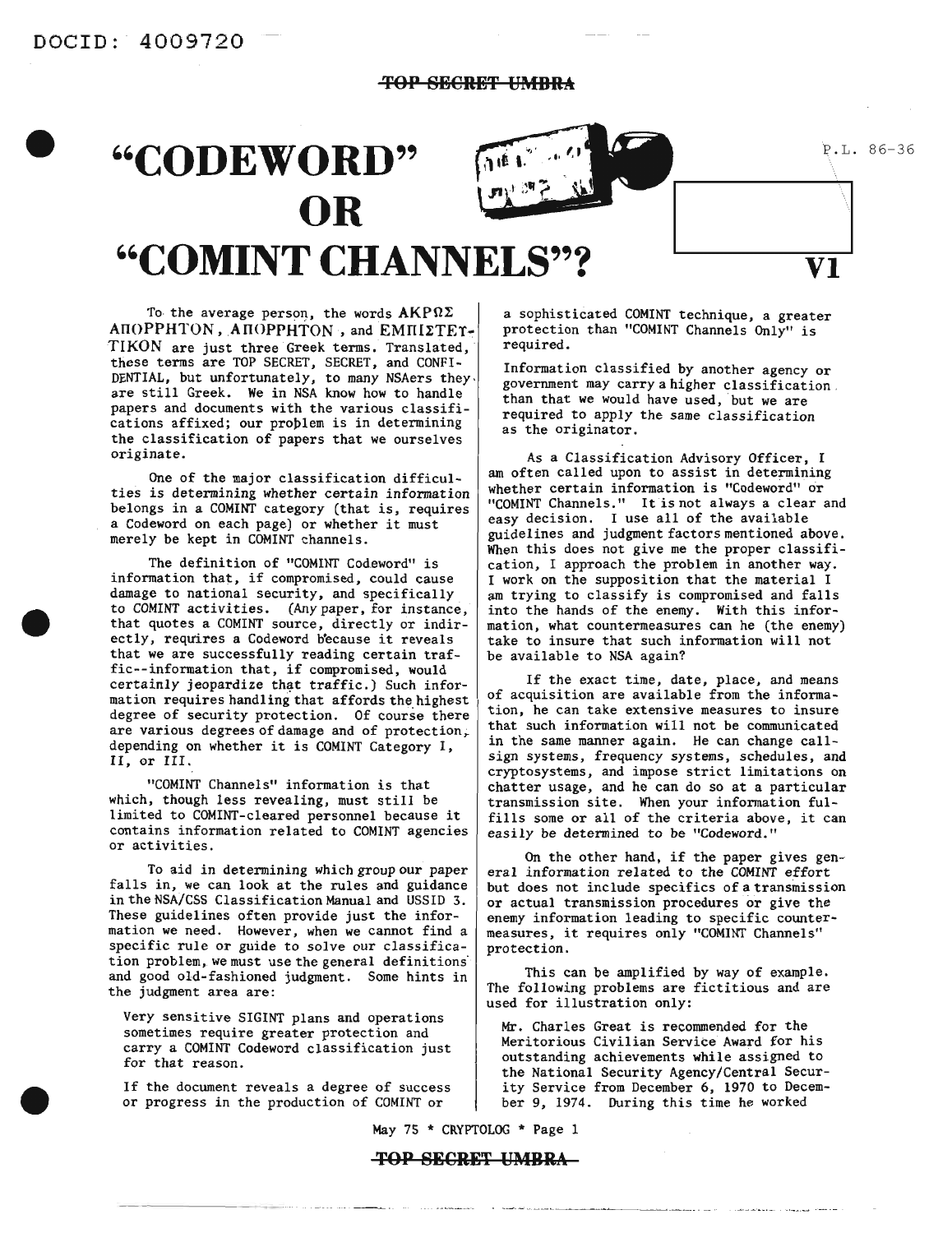# "CODEWORD" OR "COMINT CHANNELS"?

P.L. 86-36

V1

To the average person, the words ΑΚΡΩΣ ΑΠΟΡΡΗΤΟΝ, ΑΠΟΡΡΗΤΟΝ, and ΕΜΠΙΣΤΕΥΤΙΚΟΝ are just three Greek terms. Translated, these terms are TOP SECRET, SECRET, and CONFIDENTIAL, but unfortunately, to many NSAers they are still Greek. We in NSA know how to handle papers and documents with the various classifications affixed; our problem is in determining the classification of papers that we ourselves originate.

One of the major classification difficulties is determining whether certain information belongs in a COMINT category (that is, requires a Codeword on each page) or whether it must merely be kept in COMINT channels.

The definition of "COMINT Codeword" is information that, if compromised, could cause damage to national security, and specifically to COMINT activities. (Any paper, for instance, that quotes a COMINT source, directly or indirectly, requires a Codeword because it reveals that we are successfully reading certain traffic--information that, if compromised, would certainly jeopardize that traffic.) Such information requires handling that affords the highest degree of security protection. Of course there are various degrees of damage and of protection, depending on whether it is COMINT Category I, II, or III.

"COMINT Channels" information is that which, though less revealing, must still be limited to COMINT-cleared personnel because it contains information related to COMINT agencies or activities.

To aid in determining which group our paper falls in, we can look at the rules and guidance in the NSA/CSS Classification Manual and USSID 3. These guidelines often provide just the information we need. However, when we cannot find a specific rule or guide to solve our classification problem, we must use the general definitions and good old-fashioned judgment. Some hints in the judgment area are:

Very sensitive SIGINT plans and operations sometimes require greater protection and carry a COMINT Codeword classification just for that reason.

If the document reveals a degree of success or progress in the production of COMINT or a sophisticated COMINT technique, a greater protection than "COMINT Channels Only" is required.

Information classified by another agency or government may carry a higher classification than that we would have used, but we are required to apply the same classification as the originator.

As a Classification Advisory Officer, I am often called upon to assist in determining whether certain information is "Codeword" or "COMINT Channels." It is not always a clear and easy decision. I use all of the available guidelines and judgment factors mentioned above. When this does not give me the proper classification, I approach the problem in another way. I work on the supposition that the material I am trying to classify is compromised and falls into the hands of the enemy. With this information, what countermeasures can he (the enemy) take to insure that such information will not be available to NSA again?

If the exact time, date, place, and means of acquisition are available from the information, he can take extensive measures to insure that such information will not be communicated in the same manner again. He can change callsign systems, frequency systems, schedules, and cryptosystems, and impose strict limitations on chatter usage, and he can do so at a particular transmission site. When your information fulfills some or all of the criteria above, it can easily be determined to be "Codeword."

On the other hand, if the paper gives general information related to the COMINT effort but does not include specifics of a transmission or actual transmission procedures or give the enemy information leading to specific countermeasures, it requires only "COMINT Channels" protection.

This can be amplified by way of example. The following problems are fictitious and are used for illustration only:

Mr. Charles Great is recommended for the Meritorious Civilian Service Award for his outstanding achievements while assigned to the National Security Agency/Central Security Service from December 6, 1970 to December 9, 1974. During this time he worked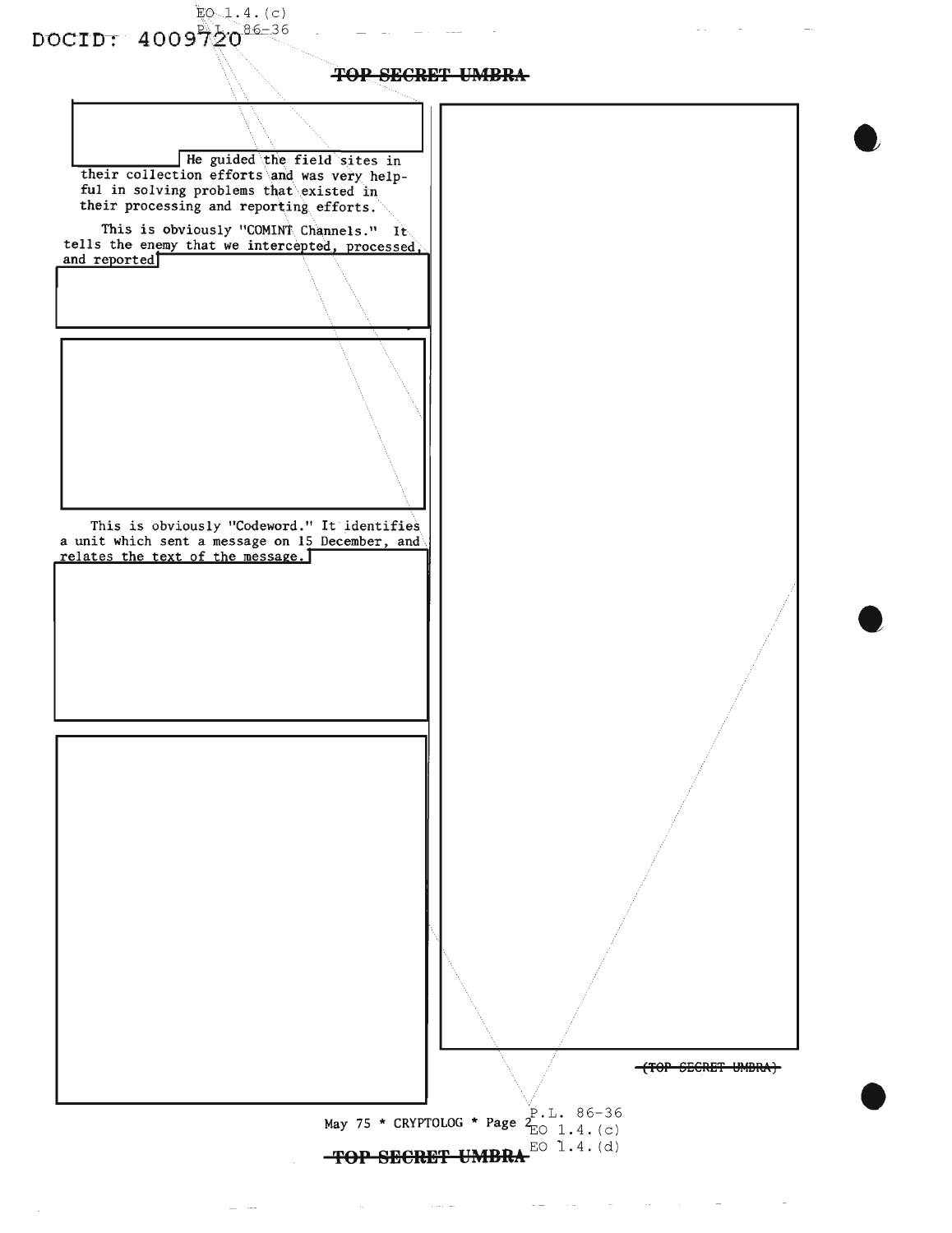He guided the field sites in their collection efforts and was very helpful in solving problems that existed in their processing and reporting efforts.

This is obviously "COMINT Channels." It tells the enemy that we intercepted, processed, and reported

This is obviously "Codeword." It identifies a unit which sent a message on 15 December, and relates the text of the message.

(TOP SECRET UMBRA)

P.L. 86-36
EO 1.4.(c)
EO 1.4.(d)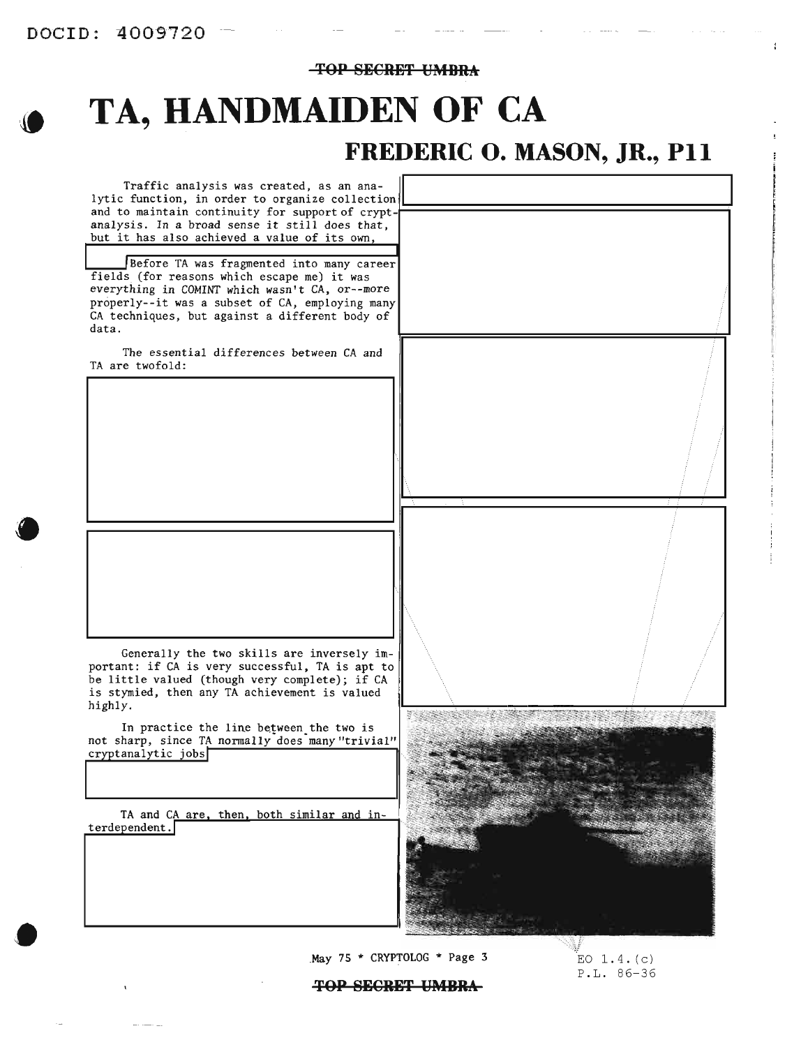# TA, HANDMAIDEN OF CA

## FREDERIC O. MASON, JR., P11

Traffic analysis was created, as an analytic function, in order to organize collection and to maintain continuity for support of cryptanalysis. In a broad sense it still does that, but it has also achieved a value of its own,

Before TA was fragmented into many career fields (for reasons which escape me) it was everything in COMINT which wasn't CA, or--more properly--it was a subset of CA, employing many CA techniques, but against a different body of data.

The essential differences between CA and TA are twofold:

Generally the two skills are inversely important: if CA is very successful, TA is apt to be little valued (though very complete); if CA is stymied, then any TA achievement is valued highly.

In practice the line between the two is not sharp, since TA normally does many "trivial" cryptanalytic jobs

TA and CA are, then, both similar and interdependent.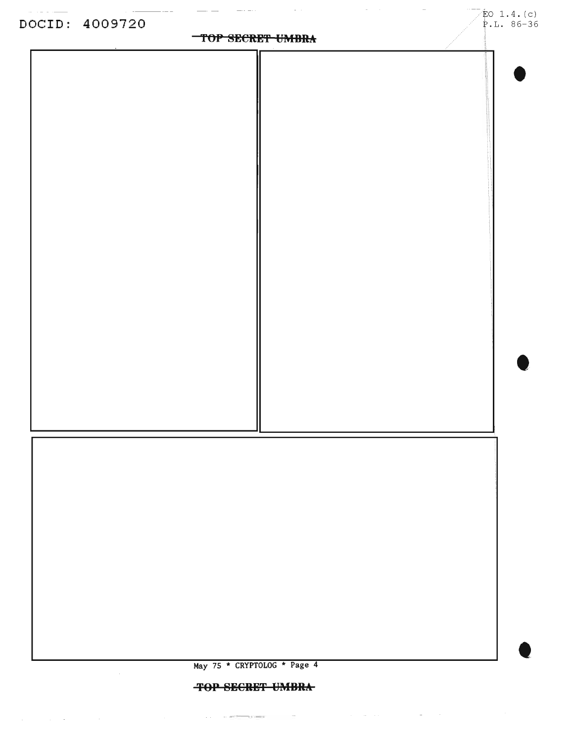EO 1.4.(c)
P.L. 86-36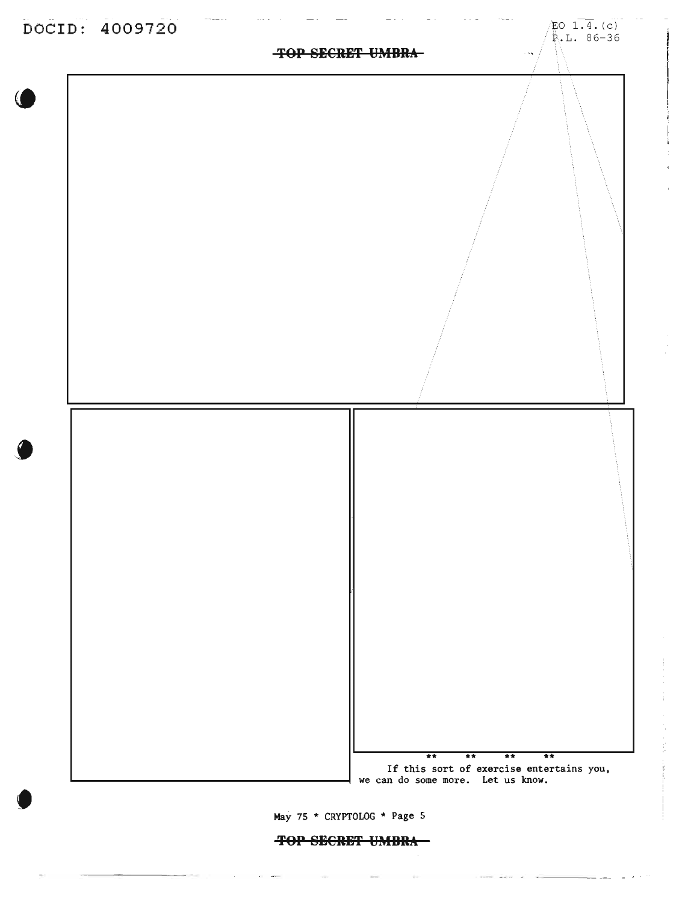EO 1.4.(c)
P.L. 86-36

** ** ** **

If this sort of exercise entertains you, we can do some more. Let us know.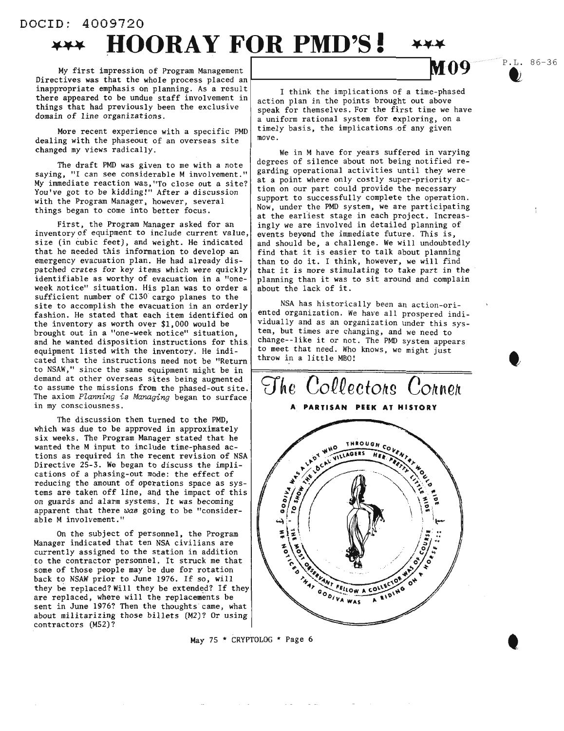# *** HOORAY FOR PMD'S! ***

My first impression of Program Management Directives was that the whole process placed an inappropriate emphasis on planning. As a result there appeared to be undue staff involvement in things that had previously been the exclusive domain of line organizations.

More recent experience with a specific PMD dealing with the phaseout of an overseas site changed my views radically.

The draft PMD was given to me with a note saying, "I can see considerable M involvement." My immediate reaction was, "To close out a site? You've got to be kidding!" After a discussion with the Program Manager, however, several things began to come into better focus.

First, the Program Manager asked for an inventory of equipment to include current value, size (in cubic feet), and weight. He indicated that he needed this information to develop an emergency evacuation plan. He had already dispatched crates for key items which were quickly identifiable as worthy of evacuation in a "one-week notice" situation. His plan was to order a sufficient number of C130 cargo planes to the site to accomplish the evacuation in an orderly fashion. He stated that each item identified on the inventory as worth over $1,000 would be brought out in a "one-week notice" situation, and he wanted disposition instructions for this equipment listed with the inventory. He indicated that the instructions need not be "Return to NSAW," since the same equipment might be in demand at other overseas sites being augmented to assume the missions from the phased-out site. The axiom *Planning is Managing* began to surface in my consciousness.

The discussion then turned to the PMD, which was due to be approved in approximately six weeks. The Program Manager stated that he wanted the M input to include time-phased actions as required in the recent revision of NSA Directive 25-3. We began to discuss the implications of a phasing-out mode: the effect of reducing the amount of operations space as systems are taken off line, and the impact of this on guards and alarm systems. It was becoming apparent that there *was* going to be "considerable M involvement."

On the subject of personnel, the Program Manager indicated that ten NSA civilians are currently assigned to the station in addition to the contractor personnel. It struck me that some of those people may be due for rotation back to NSAW prior to June 1976. If so, will they be replaced? Will they be extended? If they are replaced, where will the replacements be sent in June 1976? Then the thoughts came, what about militarizing those billets (M2)? Or using contractors (M52)?

I think the implications of a time-phased action plan in the points brought out above speak for themselves. For the first time we have a uniform rational system for exploring, on a timely basis, the implications of any given move.

We in M have for years suffered in varying degrees of silence about not being notified regarding operational activities until they were at a point where only costly super-priority action on our part could provide the necessary support to successfully complete the operation. Now, under the PMD system, we are participating at the earliest stage in each project. Increasingly we are involved in detailed planning of events beyond the immediate future. This is, and should be, a challenge. We will undoubtedly find that it is easier to talk about planning than to do it. I think, however, we will find that it is more stimulating to take part in the planning than it was to sit around and complain about the lack of it.

NSA has historically been an action-oriented organization. We have all prospered individually and as an organization under this system, but times are changing, and we need to change--like it or not. The PMD system appears to meet that need. Who knows, we might just throw in a little MBO!

M09 P.L. 86-36

## The Collectors Corner

**A PARTISAN PEEK AT HISTORY**

GODIVA WAS A LADY WHO THROUGH COVENTRY WOULD RIDE TO SHOW THE LOCAL VILLAGERS HER PRETTY LITTLE HIDE --- THE MOST OBSERVANT FELLOW A COLLECTOR WAS OF COURSE --- HE NOTICED THAT GODIVA WAS A RIDING ON A HORSE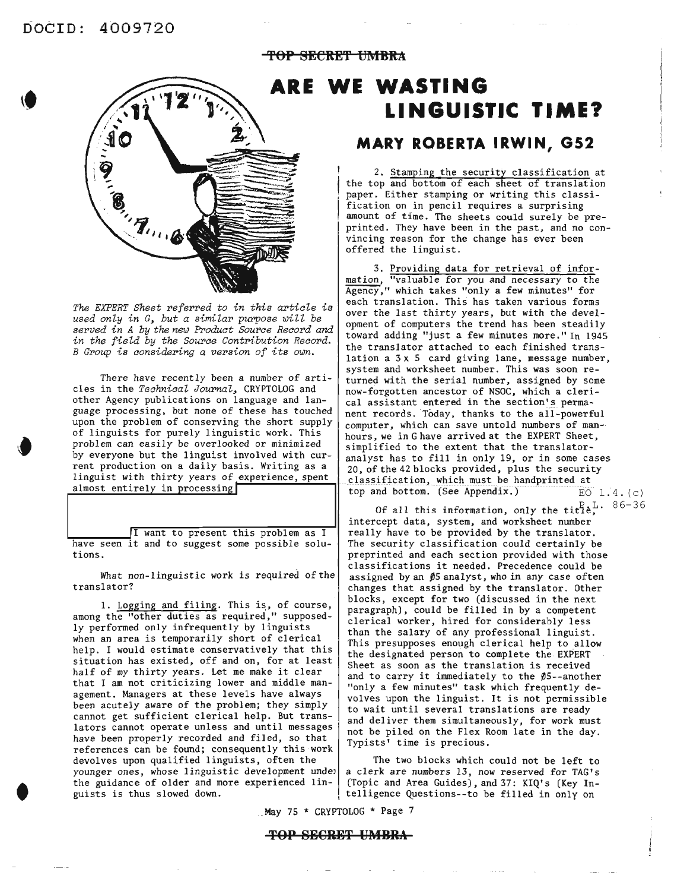# ARE WE WASTING LINGUISTIC TIME?

## MARY ROBERTA IRWIN, G52

*The EXPERT Sheet referred to in this article is used only in G, but a similar purpose will be served in A by the new Product Source Record and in the field by the Source Contribution Record. B Group is considering a version of its own.*

There have recently been a number of articles in the *Technical Journal*, CRYPTOLOG and other Agency publications on language and language processing, but none of these has touched upon the problem of conserving the short supply of linguists for purely linguistic work. This problem can easily be overlooked or minimized by everyone but the linguist involved with current production on a daily basis. Writing as a linguist with thirty years of experience, spent almost entirely in processing [redacted] I want to present this problem as I have seen it and to suggest some possible solutions.

What non-linguistic work is required of the translator?

1. Logging and filing. This is, of course, among the "other duties as required," supposedly performed only infrequently by linguists when an area is temporarily short of clerical help. I would estimate conservatively that this situation has existed, off and on, for at least half of my thirty years. Let me make it clear that I am not criticizing lower and middle management. Managers at these levels have always been acutely aware of the problem; they simply cannot get sufficient clerical help. But translators cannot operate unless and until messages have been properly recorded and filed, so that references can be found; consequently this work devolves upon qualified linguists, often the younger ones, whose linguistic development under the guidance of older and more experienced linguists is thus slowed down.

2. Stamping the security classification at the top and bottom of each sheet of translation paper. Either stamping or writing this classification on in pencil requires a surprising amount of time. The sheets could surely be preprinted. They have been in the past, and no convincing reason for the change has ever been offered the linguist.

3. Providing data for retrieval of information, "valuable for you and necessary to the Agency," which takes "only a few minutes" for each translation. This has taken various forms over the last thirty years, but with the development of computers the trend has been steadily toward adding "just a few minutes more." In 1945 the translator attached to each finished translation a 3 x 5 card giving lane, message number, system and worksheet number. This was soon returned with the serial number, assigned by some now-forgotten ancestor of NSOC, which a clerical assistant entered in the section's permanent records. Today, thanks to the all-powerful computer, which can save untold numbers of man-hours, we in G have arrived at the EXPERT Sheet, simplified to the extent that the translator-analyst has to fill in only 19, or in some cases 20, of the 42 blocks provided, plus the security classification, which must be handprinted at top and bottom. (See Appendix.)

EO 1.4.(c)
P.L. 86-36

Of all this information, only the title, intercept data, system, and worksheet number really have to be provided by the translator. The security classification could certainly be preprinted and each section provided with those classifications it needed. Precedence could be assigned by an Ø5 analyst, who in any case often changes that assigned by the translator. Other blocks, except for two (discussed in the next paragraph), could be filled in by a competent clerical worker, hired for considerably less than the salary of any professional linguist. This presupposes enough clerical help to allow the designated person to complete the EXPERT Sheet as soon as the translation is received and to carry it immediately to the Ø5--another "only a few minutes" task which frequently devolves upon the linguist. It is not permissible to wait until several translations are ready and deliver them simultaneously, for work must not be piled on the Flex Room late in the day. Typists' time is precious.

The two blocks which could not be left to a clerk are numbers 13, now reserved for TAG's (Topic and Area Guides), and 37: KIQ's (Key Intelligence Questions--to be filled in only on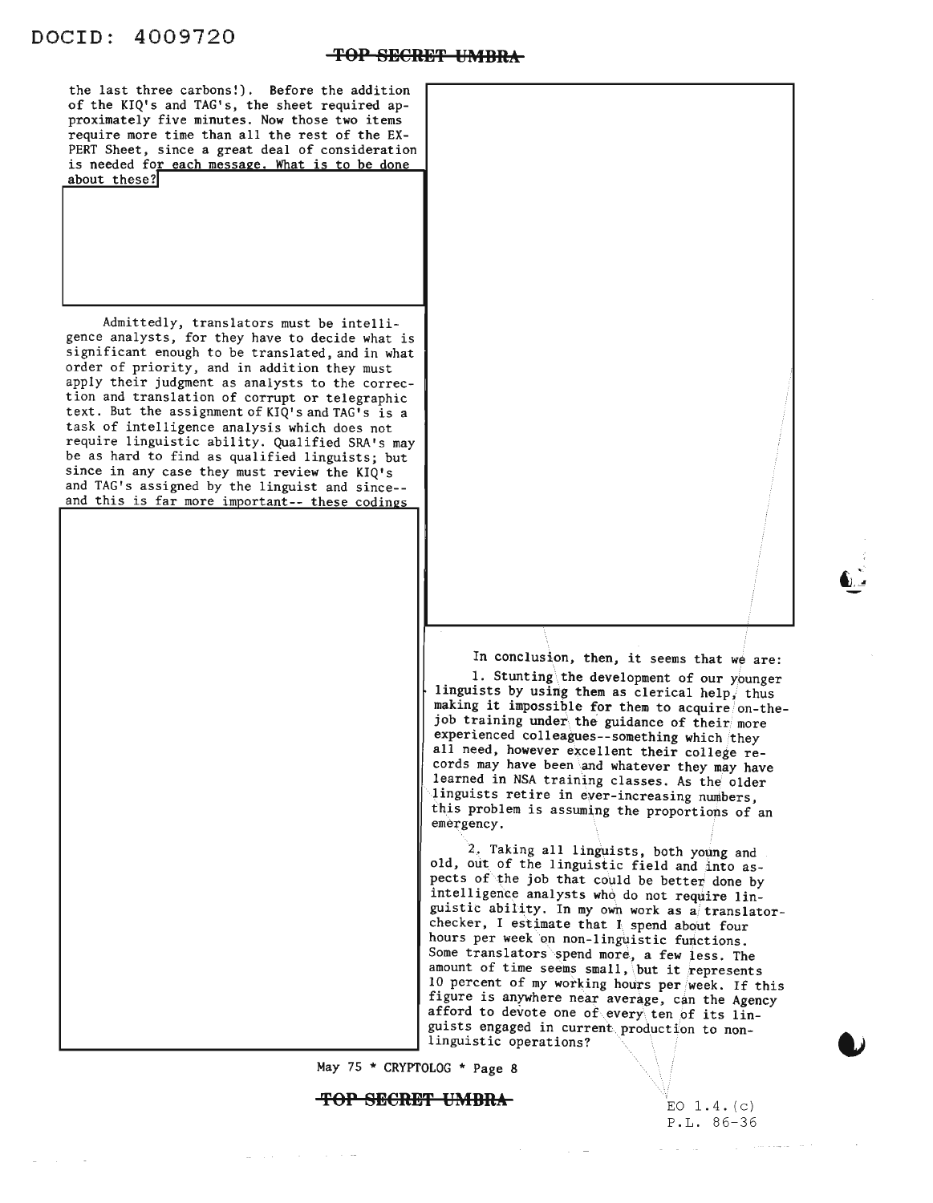the last three carbons!). Before the addition of the KIQ's and TAG's, the sheet required approximately five minutes. Now those two items require more time than all the rest of the EXPERT Sheet, since a great deal of consideration is needed for each message. What is to be done about these?

Admittedly, translators must be intelligence analysts, for they have to decide what is significant enough to be translated, and in what order of priority, and in addition they must apply their judgment as analysts to the correction and translation of corrupt or telegraphic text. But the assignment of KIQ's and TAG's is a task of intelligence analysis which does not require linguistic ability. Qualified SRA's may be as hard to find as qualified linguists; but since in any case they must review the KIQ's and TAG's assigned by the linguist and since-- and this is far more important-- these codings

In conclusion, then, it seems that we are:

1. Stunting the development of our younger linguists by using them as clerical help, thus making it impossible for them to acquire on-the-job training under the guidance of their more experienced colleagues--something which they all need, however excellent their college records may have been and whatever they may have learned in NSA training classes. As the older linguists retire in ever-increasing numbers, this problem is assuming the proportions of an emergency.

2. Taking all linguists, both young and old, out of the linguistic field and into aspects of the job that could be better done by intelligence analysts who do not require linguistic ability. In my own work as a translator-checker, I estimate that I spend about four hours per week on non-linguistic functions. Some translators spend more, a few less. The amount of time seems small, but it represents 10 percent of my working hours per week. If this figure is anywhere near average, can the Agency afford to devote one of every ten of its linguists engaged in current production to non-linguistic operations?

EO 1.4.(c)
P.L. 86-36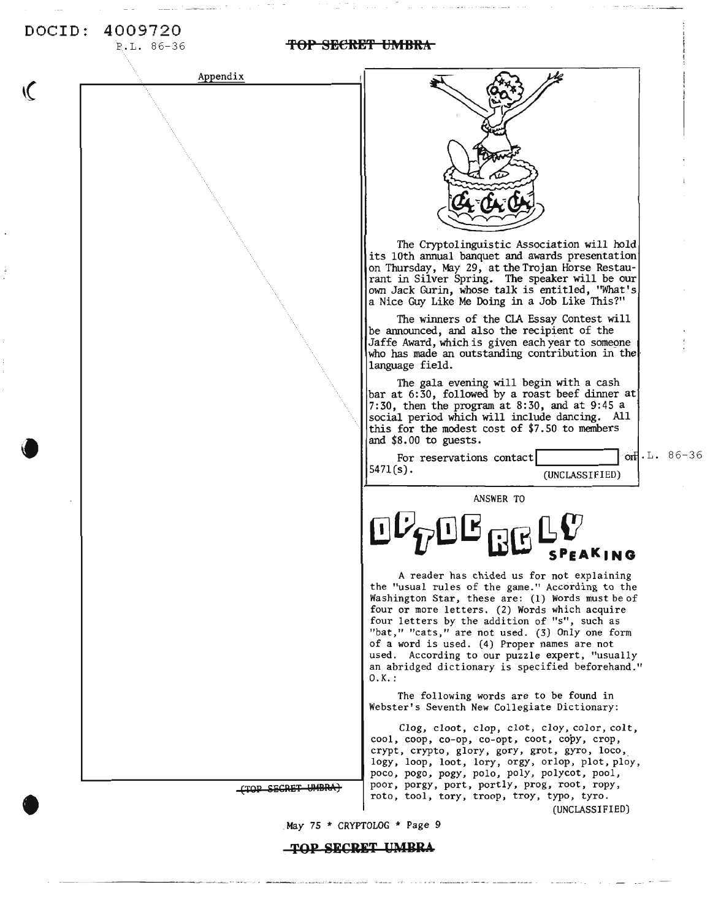DOCID: 4009720

P.L. 86-36

TOP SECRET UMBRA

Appendix

(TOP SECRET UMBRA)

The Cryptolinguistic Association will hold its 10th annual banquet and awards presentation on Thursday, May 29, at the Trojan Horse Restaurant in Silver Spring. The speaker will be our own Jack Gurin, whose talk is entitled, "What's a Nice Guy Like Me Doing in a Job Like This?"

The winners of the CLA Essay Contest will be announced, and also the recipient of the Jaffe Award, which is given each year to someone who has made an outstanding contribution in the language field.

The gala evening will begin with a cash bar at 6:30, followed by a roast beef dinner at 7:30, then the program at 8:30, and at 9:45 a social period which will include dancing. All this for the modest cost of $7.50 to members and $8.00 to guests.

For reservations contact [ ] on 5471(s). P.L. 86-36

(UNCLASSIFIED)

ANSWER TO

## CRYPTOLOGY SPEAKING

A reader has chided us for not explaining the "usual rules of the game." According to the Washington Star, these are: (1) Words must be of four or more letters. (2) Words which acquire four letters by the addition of "s", such as "bat," "cats," are not used. (3) Only one form of a word is used. (4) Proper names are not used. According to our puzzle expert, "usually an abridged dictionary is specified beforehand." O.K.:

The following words are to be found in Webster's Seventh New Collegiate Dictionary:

Clog, cloot, clop, clot, cloy, color, colt, cool, coop, co-op, co-opt, coot, copy, crop, crypt, crypto, glory, gory, grot, gyro, loco, logy, loop, loot, lory, orgy, orlop, plot, ploy, poco, pogo, pogy, polo, poly, polycot, pool, poor, porgy, port, portly, prog, root, ropy, roto, tool, tory, troop, troy, typo, tyro.

(UNCLASSIFIED)

May 75 * CRYPTOLOG * Page 9

TOP SECRET UMBRA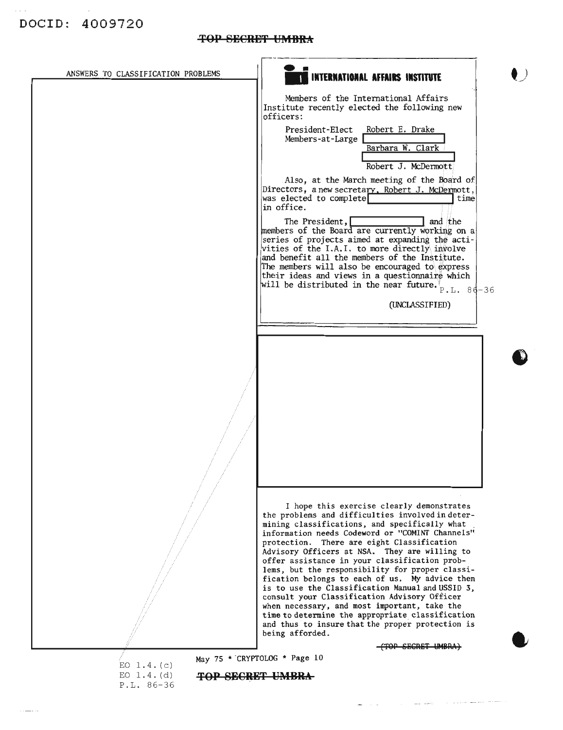DOCID: 4009720

~~TOP SECRET UMBRA~~

ANSWERS TO CLASSIFICATION PROBLEMS

## INTERNATIONAL AFFAIRS INSTITUTE

Members of the International Affairs Institute recently elected the following new officers:

President-Elect Robert E. Drake
Members-at-Large [ ]
Barbara W. Clark
[ ]
Robert J. McDermott

Also, at the March meeting of the Board of Directors, a new secretary, Robert J. McDermott, was elected to complete [ ] time in office.

The President, [ ] and the members of the Board are currently working on a series of projects aimed at expanding the activities of the I.A.I. to more directly involve and benefit all the members of the Institute. The members will also be encouraged to express their ideas and views in a questionnaire which will be distributed in the near future.

P.L. 86-36

(UNCLASSIFIED)

I hope this exercise clearly demonstrates the problems and difficulties involved in determining classifications, and specifically what information needs Codeword or "COMINT Channels" protection. There are eight Classification Advisory Officers at NSA. They are willing to offer assistance in your classification problems, but the responsibility for proper classification belongs to each of us. My advice then is to use the Classification Manual and USSID 3, consult your Classification Advisory Officer when necessary, and most important, take the time to determine the appropriate classification and thus to insure that the proper protection is being afforded.

~~(TOP SECRET UMBRA)~~

EO 1.4.(c)
EO 1.4.(d)
P.L. 86-36

May 75 * CRYPTOLOG * Page 10

~~TOP SECRET UMBRA~~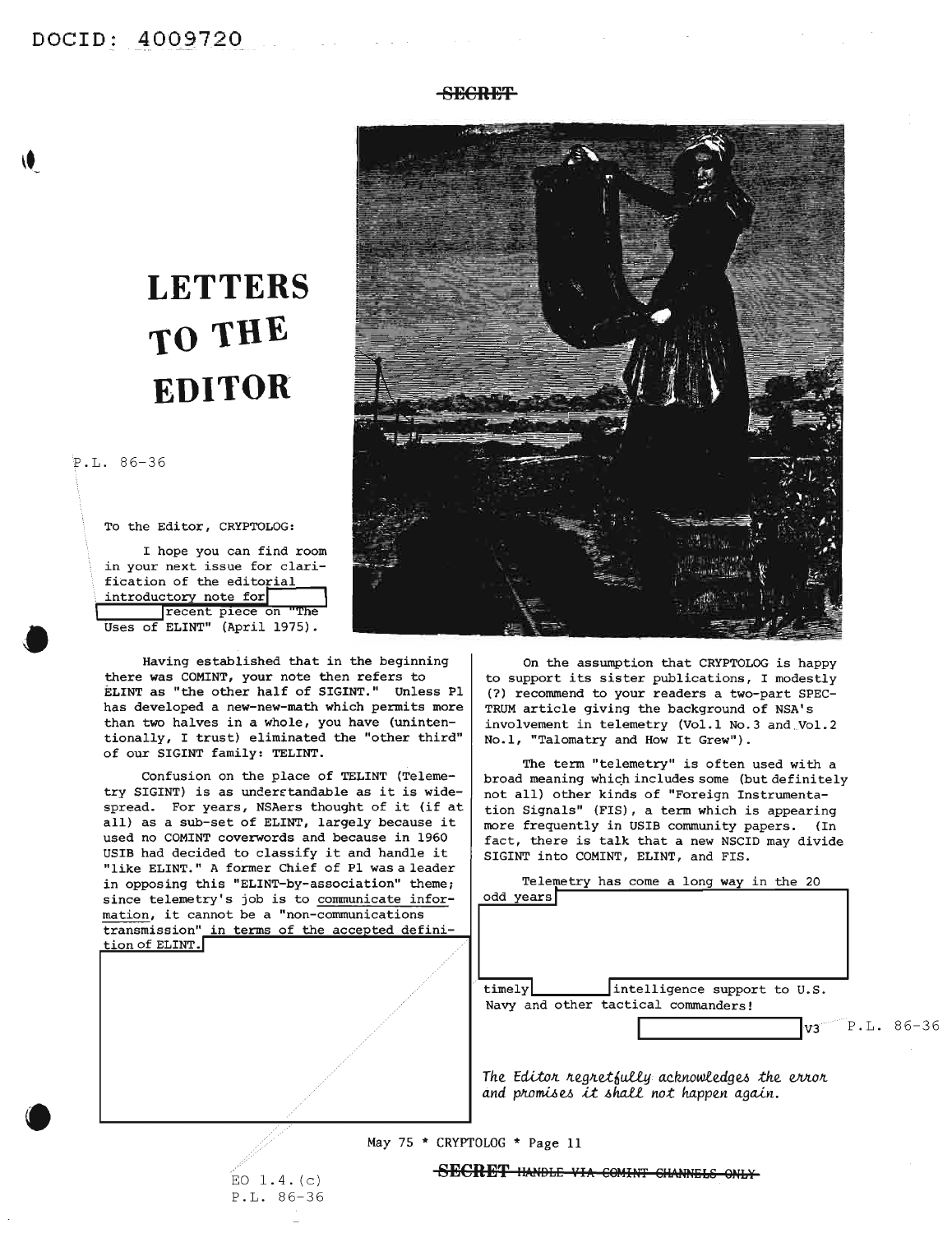# LETTERS TO THE EDITOR

P.L. 86-36

To the Editor, CRYPTOLOG:

I hope you can find room in your next issue for clarification of the editorial introductory note for [redacted] recent piece on "The Uses of ELINT" (April 1975).

Having established that in the beginning there was COMINT, your note then refers to ELINT as "the other half of SIGINT." Unless P1 has developed a new-new-math which permits more than two halves in a whole, you have (unintentionally, I trust) eliminated the "other third" of our SIGINT family: TELINT.

Confusion on the place of TELINT (Telemetry SIGINT) is as understandable as it is widespread. For years, NSAers thought of it (if at all) as a sub-set of ELINT, largely because it used no COMINT coverwords and because in 1960 USIB had decided to classify it and handle it "like ELINT." A former Chief of P1 was a leader in opposing this "ELINT-by-association" theme; since telemetry's job is to communicate information, it cannot be a "non-communications transmission" in terms of the accepted definition of ELINT. [redacted]

On the assumption that CRYPTOLOG is happy to support its sister publications, I modestly (?) recommend to your readers a two-part SPECTRUM article giving the background of NSA's involvement in telemetry (Vol.1 No.3 and Vol.2 No.1, "Talomatry and How It Grew").

The term "telemetry" is often used with a broad meaning which includes some (but definitely not all) other kinds of "Foreign Instrumentation Signals" (FIS), a term which is appearing more frequently in USIB community papers. (In fact, there is talk that a new NSCID may divide SIGINT into COMINT, ELINT, and FIS.

Telemetry has come a long way in the 20 odd years [redacted] timely [redacted] intelligence support to U.S. Navy and other tactical commanders!

[redacted] V3

P.L. 86-36

*The Editor regretfully acknowledges the error and promises it shall not happen again.*

EO 1.4.(c)
P.L. 86-36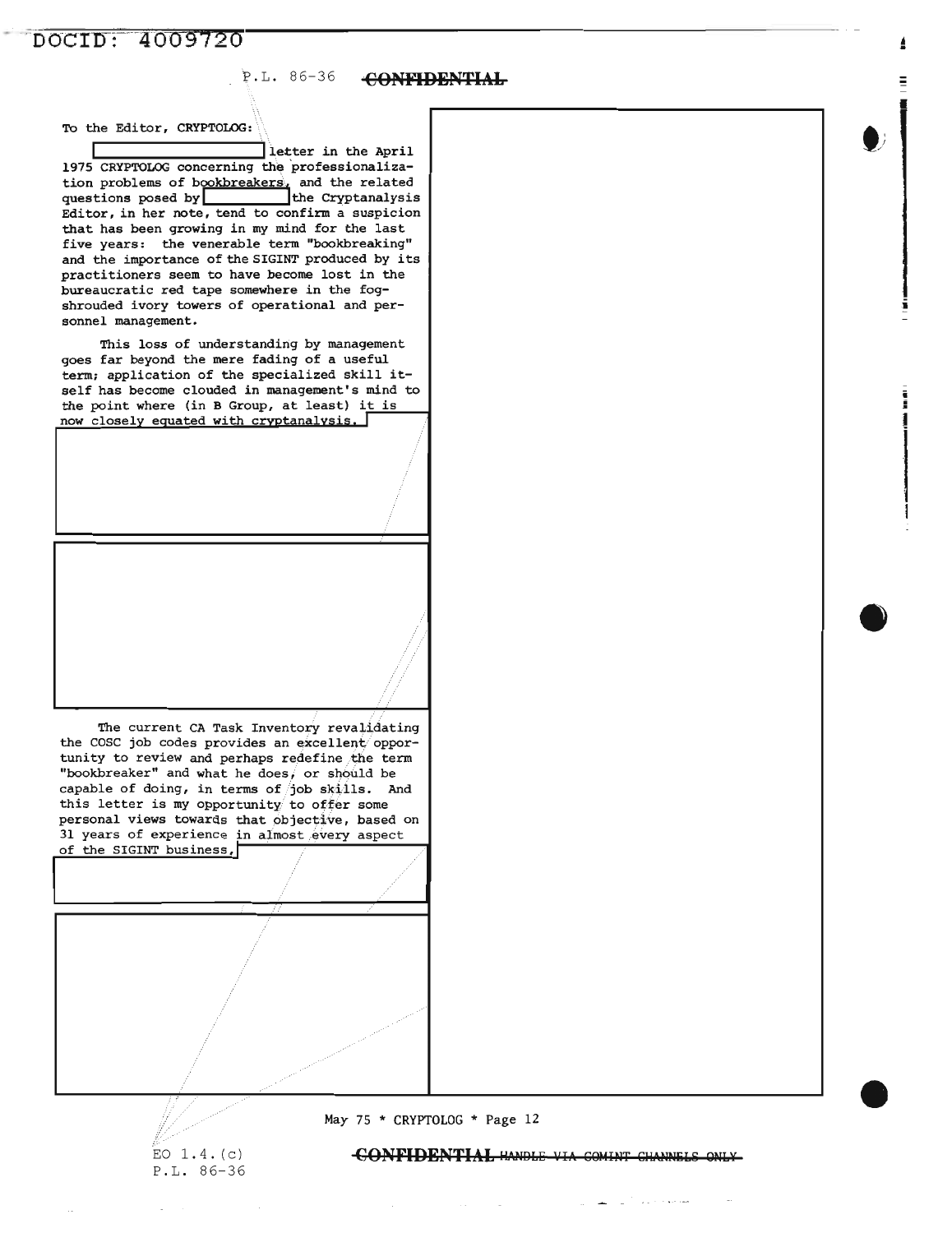P.L. 86-36 ~~CONFIDENTIAL~~

To the Editor, CRYPTOLOG:

[ ] letter in the April 1975 CRYPTOLOG concerning the professionalization problems of bookbreakers, and the related questions posed by [ ] the Cryptanalysis Editor, in her note, tend to confirm a suspicion that has been growing in my mind for the last five years: the venerable term "bookbreaking" and the importance of the SIGINT produced by its practitioners seem to have become lost in the bureaucratic red tape somewhere in the fog-shrouded ivory towers of operational and personnel management.

This loss of understanding by management goes far beyond the mere fading of a useful term; application of the specialized skill itself has become clouded in management's mind to the point where (in B Group, at least) it is now closely equated with cryptanalysis. [ ]

[ ]

The current CA Task Inventory revalidating the COSC job codes provides an excellent opportunity to review and perhaps redefine the term "bookbreaker" and what he does, or should be capable of doing, in terms of job skills. And this letter is my opportunity to offer some personal views towards that objective, based on 31 years of experience in almost every aspect of the SIGINT business, [ ]

[ ]

EO 1.4.(c)
P.L. 86-36

~~CONFIDENTIAL HANDLE VIA COMINT CHANNELS ONLY~~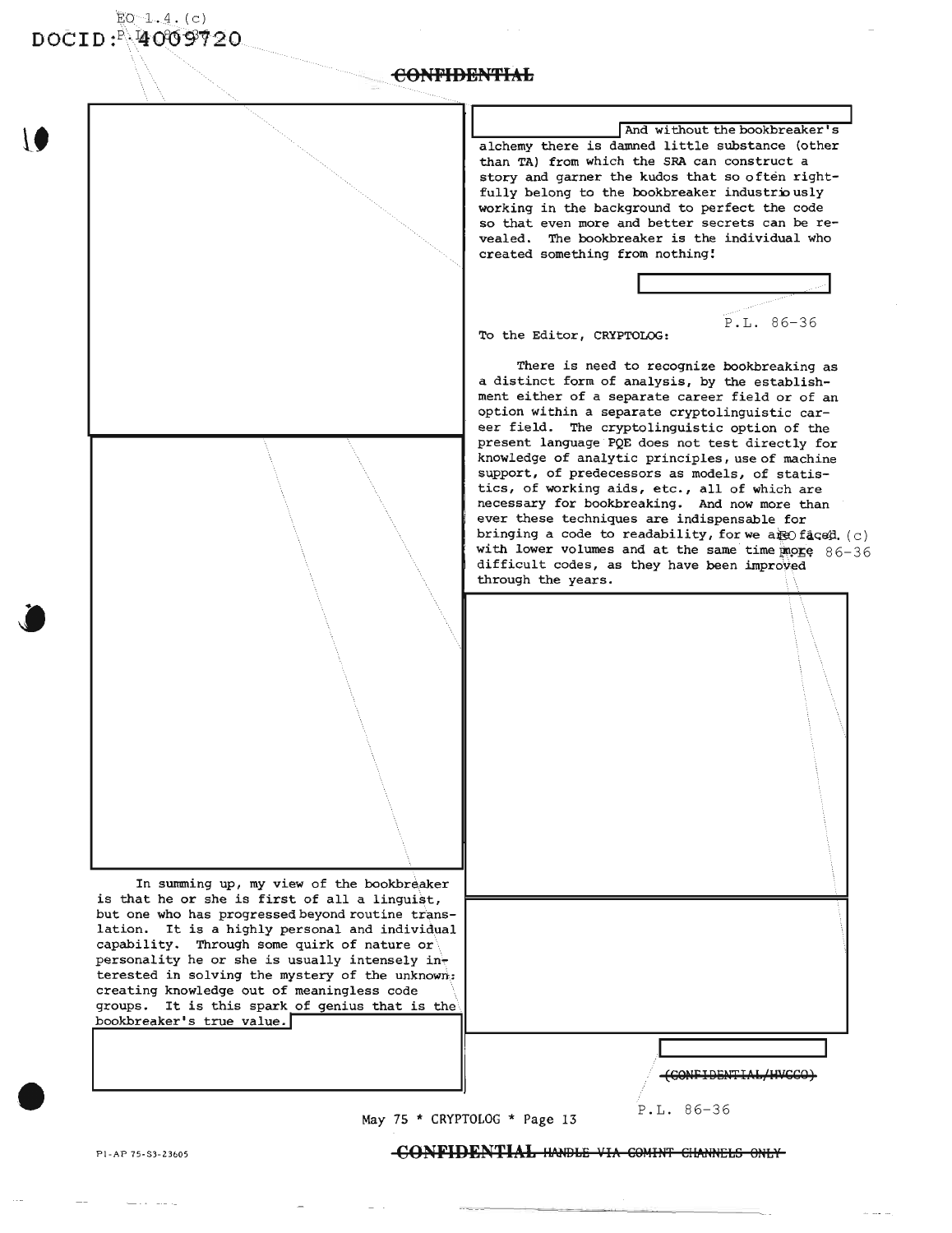And without the bookbreaker's alchemy there is damned little substance (other than TA) from which the SRA can construct a story and garner the kudos that so often rightfully belong to the bookbreaker industriously working in the background to perfect the code so that even more and better secrets can be revealed. The bookbreaker is the individual who created something from nothing!

To the Editor, CRYPTOLOG:

There is need to recognize bookbreaking as a distinct form of analysis, by the establishment either of a separate career field or of an option within a separate cryptolinguistic career field. The cryptolinguistic option of the present language PQE does not test directly for knowledge of analytic principles, use of machine support, of predecessors as models, of statistics, of working aids, etc., all of which are necessary for bookbreaking. And now more than ever these techniques are indispensable for bringing a code to readability, for we are faced with lower volumes and at the same time more difficult codes, as they have been improved through the years.

In summing up, my view of the bookbreaker is that he or she is first of all a linguist, but one who has progressed beyond routine translation. It is a highly personal and individual capability. Through some quirk of nature or personality he or she is usually intensely interested in solving the mystery of the unknown: creating knowledge out of meaningless code groups. It is this spark of genius that is the bookbreaker's true value.

~~(CONFIDENTIAL/HVCCO)~~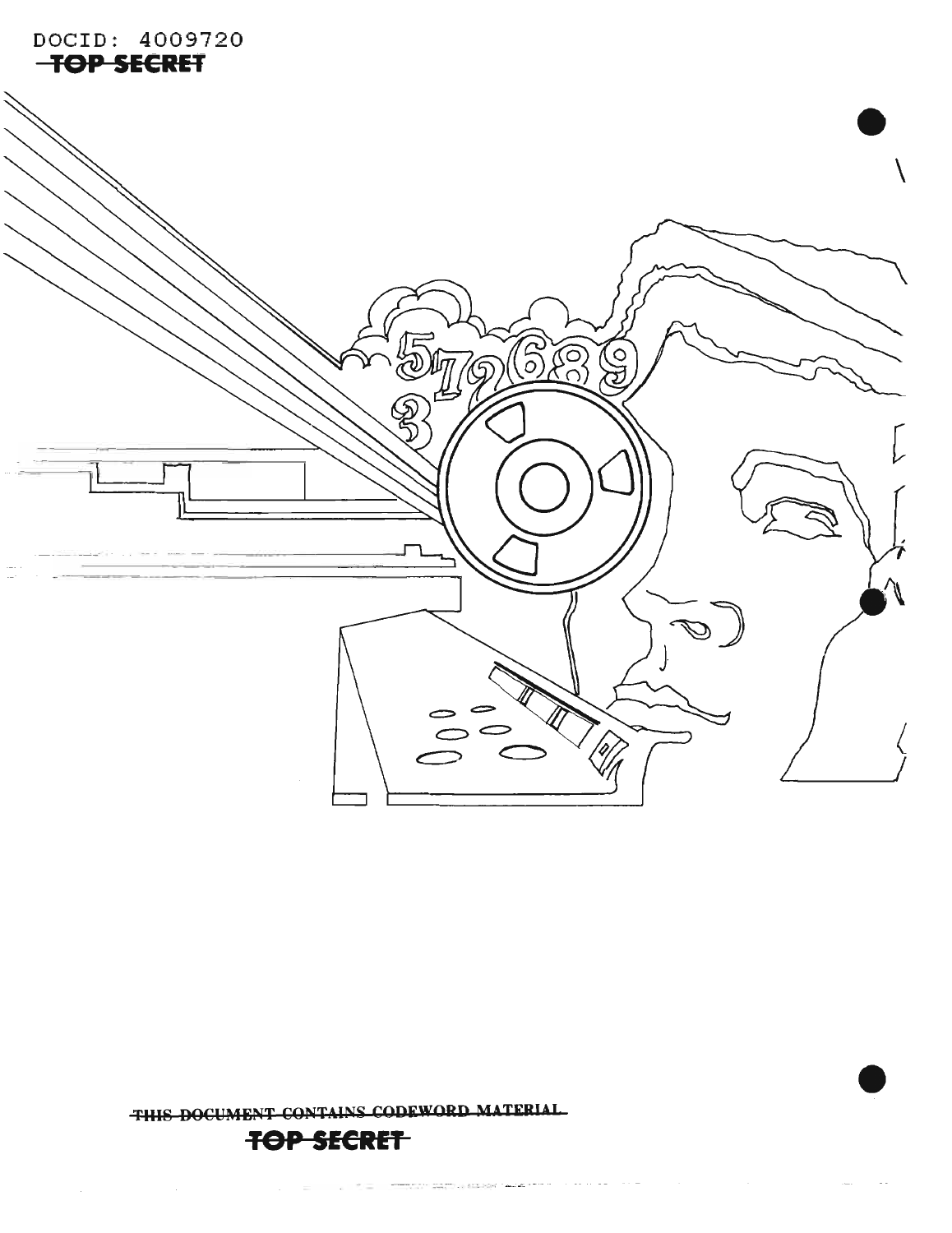DOCID: 4009720

~~TOP SECRET~~

~~THIS DOCUMENT CONTAINS CODEWORD MATERIAL~~

~~TOP SECRET~~